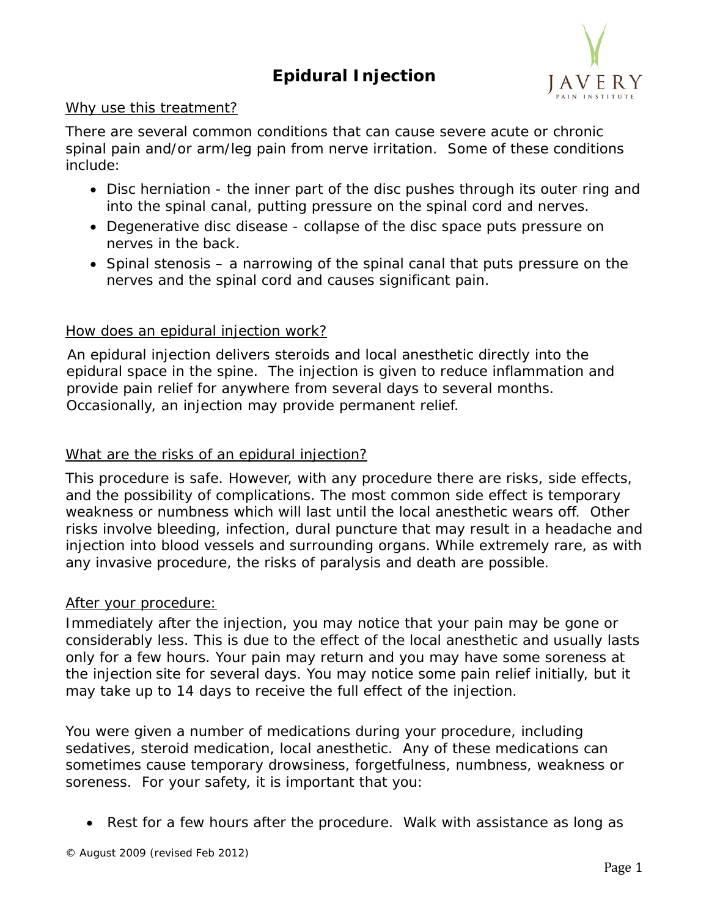# Epidural Injection

JAVERY PAIN INSTITUTE

## Why use this treatment?

There are several common conditions that can cause severe acute or chronic spinal pain and/or arm/leg pain from nerve irritation. Some of these conditions include:

- Disc herniation - the inner part of the disc pushes through its outer ring and into the spinal canal, putting pressure on the spinal cord and nerves.
- Degenerative disc disease - collapse of the disc space puts pressure on nerves in the back.
- Spinal stenosis – a narrowing of the spinal canal that puts pressure on the nerves and the spinal cord and causes significant pain.

## How does an epidural injection work?

An epidural injection delivers steroids and local anesthetic directly into the epidural space in the spine. The injection is given to reduce inflammation and provide pain relief for anywhere from several days to several months. Occasionally, an injection may provide permanent relief.

## What are the risks of an epidural injection?

This procedure is safe. However, with any procedure there are risks, side effects, and the possibility of complications. The most common side effect is temporary weakness or numbness which will last until the local anesthetic wears off. Other risks involve bleeding, infection, dural puncture that may result in a headache and injection into blood vessels and surrounding organs. While extremely rare, as with any invasive procedure, the risks of paralysis and death are possible.

## After your procedure:

Immediately after the injection, you may notice that your pain may be gone or considerably less. This is due to the effect of the local anesthetic and usually lasts only for a few hours. Your pain may return and you may have some soreness at the injection site for several days. You may notice some pain relief initially, but it may take up to 14 days to receive the full effect of the injection.

You were given a number of medications during your procedure, including sedatives, steroid medication, local anesthetic. Any of these medications can sometimes cause temporary drowsiness, forgetfulness, numbness, weakness or soreness. For your safety, it is important that you:

- Rest for a few hours after the procedure. Walk with assistance as long as

© August 2009 (revised Feb 2012)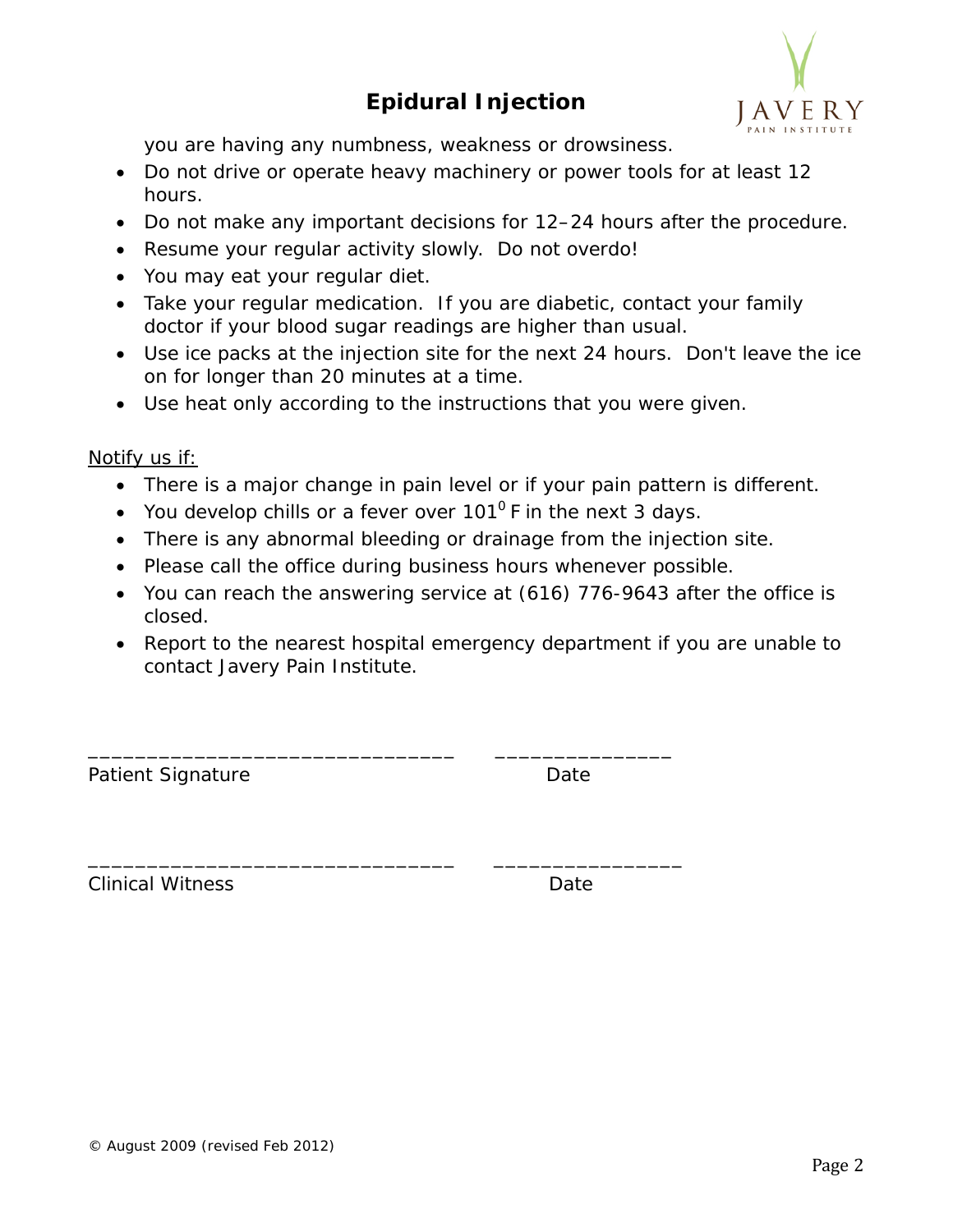you are having any numbness, weakness or drowsiness.

- Do not drive or operate heavy machinery or power tools for at least 12 hours.
- Do not make any important decisions for 12–24 hours after the procedure.
- Resume your regular activity slowly. Do not overdo!
- You may eat your regular diet.
- Take your regular medication. If you are diabetic, contact your family doctor if your blood sugar readings are higher than usual.
- Use ice packs at the injection site for the next 24 hours. Don't leave the ice on for longer than 20 minutes at a time.
- Use heat only according to the instructions that you were given.

Notify us if:

- There is a major change in pain level or if your pain pattern is different.
- You develop chills or a fever over $101^0$ F in the next 3 days.
- There is any abnormal bleeding or drainage from the injection site.
- Please call the office during business hours whenever possible.
- You can reach the answering service at (616) 776-9643 after the office is closed.
- Report to the nearest hospital emergency department if you are unable to contact Javery Pain Institute.

______________________________ _______________

Patient Signature Date

______________________________ ________________

Clinical Witness Date

© August 2009 (revised Feb 2012)